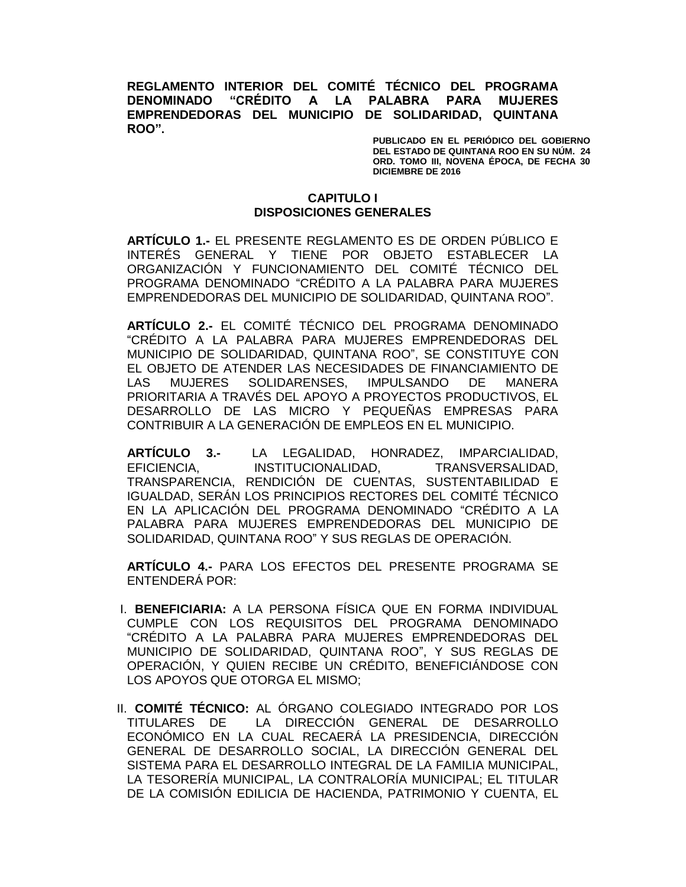# REGLAMENTO INTERIOR DEL COMITÉ TÉCNICO DEL PROGRAMA DENOMINADO "CRÉDITO A LA PALABRA PARA MUJERES EMPRENDEDORAS DEL MUNICIPIO DE SOLIDARIDAD, QUINTANA ROO".

**PUBLICADO EN EL PERIÓDICO DEL GOBIERNO DEL ESTADO DE QUINTANA ROO EN SU NÚM. 24 ORD. TOMO III, NOVENA ÉPOCA, DE FECHA 30 DICIEMBRE DE 2016**

## CAPITULO I
## DISPOSICIONES GENERALES

**ARTÍCULO 1.-** EL PRESENTE REGLAMENTO ES DE ORDEN PÚBLICO E INTERÉS GENERAL Y TIENE POR OBJETO ESTABLECER LA ORGANIZACIÓN Y FUNCIONAMIENTO DEL COMITÉ TÉCNICO DEL PROGRAMA DENOMINADO "CRÉDITO A LA PALABRA PARA MUJERES EMPRENDEDORAS DEL MUNICIPIO DE SOLIDARIDAD, QUINTANA ROO".

**ARTÍCULO 2.-** EL COMITÉ TÉCNICO DEL PROGRAMA DENOMINADO "CRÉDITO A LA PALABRA PARA MUJERES EMPRENDEDORAS DEL MUNICIPIO DE SOLIDARIDAD, QUINTANA ROO", SE CONSTITUYE CON EL OBJETO DE ATENDER LAS NECESIDADES DE FINANCIAMIENTO DE LAS MUJERES SOLIDARENSES, IMPULSANDO DE MANERA PRIORITARIA A TRAVÉS DEL APOYO A PROYECTOS PRODUCTIVOS, EL DESARROLLO DE LAS MICRO Y PEQUEÑAS EMPRESAS PARA CONTRIBUIR A LA GENERACIÓN DE EMPLEOS EN EL MUNICIPIO.

**ARTÍCULO 3.-** LA LEGALIDAD, HONRADEZ, IMPARCIALIDAD, EFICIENCIA, INSTITUCIONALIDAD, TRANSVERSALIDAD, TRANSPARENCIA, RENDICIÓN DE CUENTAS, SUSTENTABILIDAD E IGUALDAD, SERÁN LOS PRINCIPIOS RECTORES DEL COMITÉ TÉCNICO EN LA APLICACIÓN DEL PROGRAMA DENOMINADO "CRÉDITO A LA PALABRA PARA MUJERES EMPRENDEDORAS DEL MUNICIPIO DE SOLIDARIDAD, QUINTANA ROO" Y SUS REGLAS DE OPERACIÓN.

**ARTÍCULO 4.-** PARA LOS EFECTOS DEL PRESENTE PROGRAMA SE ENTENDERÁ POR:

I. **BENEFICIARIA:** A LA PERSONA FÍSICA QUE EN FORMA INDIVIDUAL CUMPLE CON LOS REQUISITOS DEL PROGRAMA DENOMINADO "CRÉDITO A LA PALABRA PARA MUJERES EMPRENDEDORAS DEL MUNICIPIO DE SOLIDARIDAD, QUINTANA ROO", Y SUS REGLAS DE OPERACIÓN, Y QUIEN RECIBE UN CRÉDITO, BENEFICIÁNDOSE CON LOS APOYOS QUE OTORGA EL MISMO;

II. **COMITÉ TÉCNICO:** AL ÓRGANO COLEGIADO INTEGRADO POR LOS TITULARES DE LA DIRECCIÓN GENERAL DE DESARROLLO ECONÓMICO EN LA CUAL RECAERÁ LA PRESIDENCIA, DIRECCIÓN GENERAL DE DESARROLLO SOCIAL, LA DIRECCIÓN GENERAL DEL SISTEMA PARA EL DESARROLLO INTEGRAL DE LA FAMILIA MUNICIPAL, LA TESORERÍA MUNICIPAL, LA CONTRALORÍA MUNICIPAL; EL TITULAR DE LA COMISIÓN EDILICIA DE HACIENDA, PATRIMONIO Y CUENTA, EL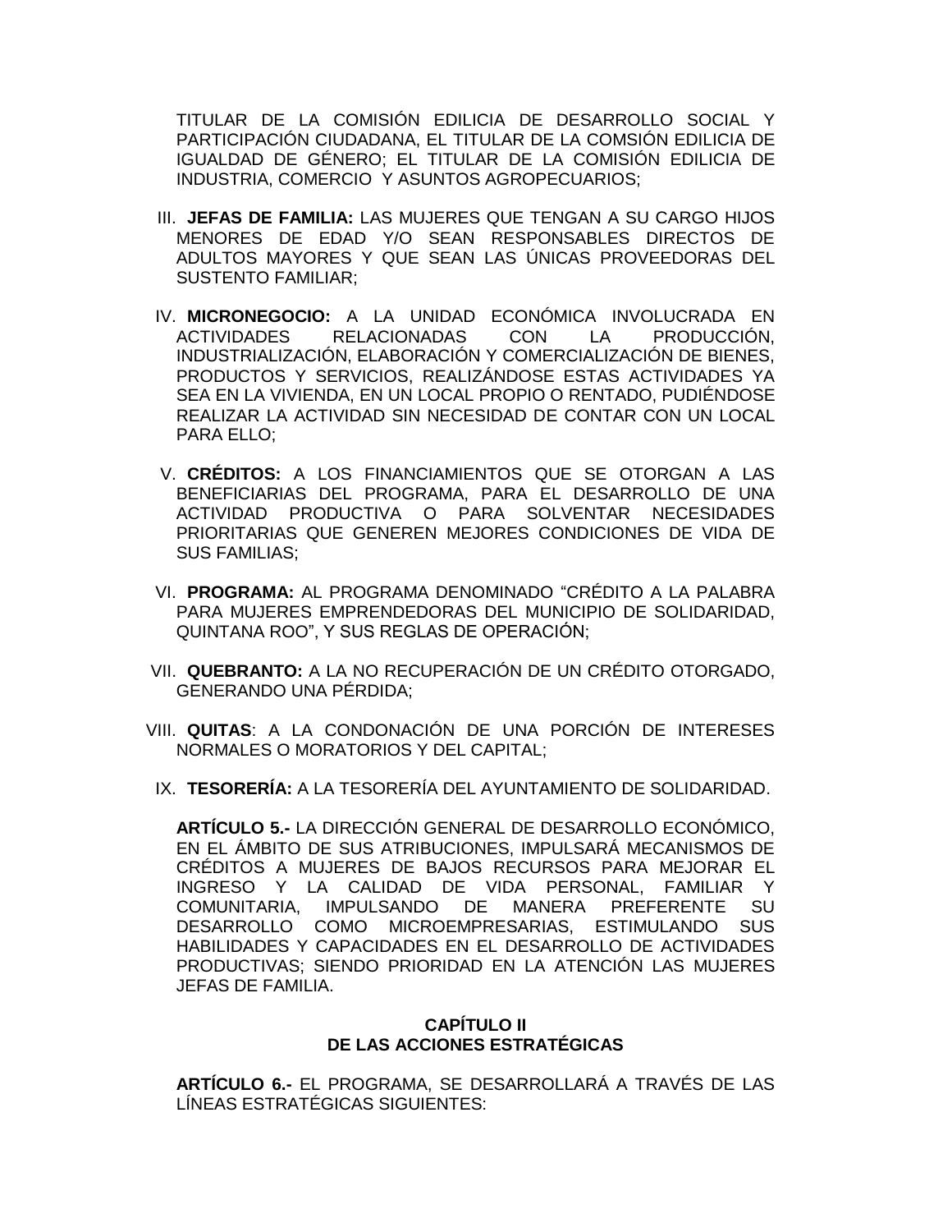TITULAR DE LA COMISIÓN EDILICIA DE DESARROLLO SOCIAL Y PARTICIPACIÓN CIUDADANA, EL TITULAR DE LA COMSIÓN EDILICIA DE IGUALDAD DE GÉNERO; EL TITULAR DE LA COMISIÓN EDILICIA DE INDUSTRIA, COMERCIO Y ASUNTOS AGROPECUARIOS;

III. **JEFAS DE FAMILIA:** LAS MUJERES QUE TENGAN A SU CARGO HIJOS MENORES DE EDAD Y/O SEAN RESPONSABLES DIRECTOS DE ADULTOS MAYORES Y QUE SEAN LAS ÚNICAS PROVEEDORAS DEL SUSTENTO FAMILIAR;

IV. **MICRONEGOCIO:** A LA UNIDAD ECONÓMICA INVOLUCRADA EN ACTIVIDADES RELACIONADAS CON LA PRODUCCIÓN, INDUSTRIALIZACIÓN, ELABORACIÓN Y COMERCIALIZACIÓN DE BIENES, PRODUCTOS Y SERVICIOS, REALIZÁNDOSE ESTAS ACTIVIDADES YA SEA EN LA VIVIENDA, EN UN LOCAL PROPIO O RENTADO, PUDIÉNDOSE REALIZAR LA ACTIVIDAD SIN NECESIDAD DE CONTAR CON UN LOCAL PARA ELLO;

V. **CRÉDITOS:** A LOS FINANCIAMIENTOS QUE SE OTORGAN A LAS BENEFICIARIAS DEL PROGRAMA, PARA EL DESARROLLO DE UNA ACTIVIDAD PRODUCTIVA O PARA SOLVENTAR NECESIDADES PRIORITARIAS QUE GENEREN MEJORES CONDICIONES DE VIDA DE SUS FAMILIAS;

VI. **PROGRAMA:** AL PROGRAMA DENOMINADO "CRÉDITO A LA PALABRA PARA MUJERES EMPRENDEDORAS DEL MUNICIPIO DE SOLIDARIDAD, QUINTANA ROO", Y SUS REGLAS DE OPERACIÓN;

VII. **QUEBRANTO:** A LA NO RECUPERACIÓN DE UN CRÉDITO OTORGADO, GENERANDO UNA PÉRDIDA;

VIII. **QUITAS**: A LA CONDONACIÓN DE UNA PORCIÓN DE INTERESES NORMALES O MORATORIOS Y DEL CAPITAL;

IX. **TESORERÍA:** A LA TESORERÍA DEL AYUNTAMIENTO DE SOLIDARIDAD.

**ARTÍCULO 5.-** LA DIRECCIÓN GENERAL DE DESARROLLO ECONÓMICO, EN EL ÁMBITO DE SUS ATRIBUCIONES, IMPULSARÁ MECANISMOS DE CRÉDITOS A MUJERES DE BAJOS RECURSOS PARA MEJORAR EL INGRESO Y LA CALIDAD DE VIDA PERSONAL, FAMILIAR Y COMUNITARIA, IMPULSANDO DE MANERA PREFERENTE SU DESARROLLO COMO MICROEMPRESARIAS, ESTIMULANDO SUS HABILIDADES Y CAPACIDADES EN EL DESARROLLO DE ACTIVIDADES PRODUCTIVAS; SIENDO PRIORIDAD EN LA ATENCIÓN LAS MUJERES JEFAS DE FAMILIA.

## CAPÍTULO II
## DE LAS ACCIONES ESTRATÉGICAS

**ARTÍCULO 6.-** EL PROGRAMA, SE DESARROLLARÁ A TRAVÉS DE LAS LÍNEAS ESTRATÉGICAS SIGUIENTES: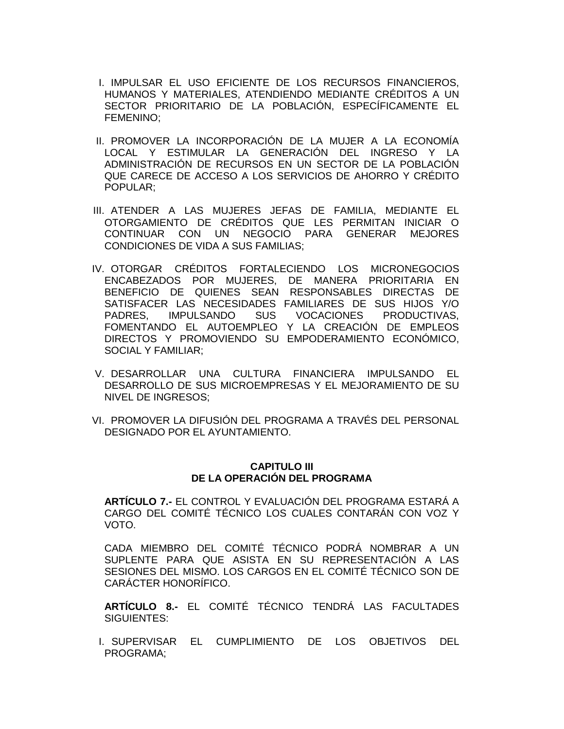I. IMPULSAR EL USO EFICIENTE DE LOS RECURSOS FINANCIEROS, HUMANOS Y MATERIALES, ATENDIENDO MEDIANTE CRÉDITOS A UN SECTOR PRIORITARIO DE LA POBLACIÓN, ESPECÍFICAMENTE EL FEMENINO;

II. PROMOVER LA INCORPORACIÓN DE LA MUJER A LA ECONOMÍA LOCAL Y ESTIMULAR LA GENERACIÓN DEL INGRESO Y LA ADMINISTRACIÓN DE RECURSOS EN UN SECTOR DE LA POBLACIÓN QUE CARECE DE ACCESO A LOS SERVICIOS DE AHORRO Y CRÉDITO POPULAR;

III. ATENDER A LAS MUJERES JEFAS DE FAMILIA, MEDIANTE EL OTORGAMIENTO DE CRÉDITOS QUE LES PERMITAN INICIAR O CONTINUAR CON UN NEGOCIO PARA GENERAR MEJORES CONDICIONES DE VIDA A SUS FAMILIAS;

IV. OTORGAR CRÉDITOS FORTALECIENDO LOS MICRONEGOCIOS ENCABEZADOS POR MUJERES, DE MANERA PRIORITARIA EN BENEFICIO DE QUIENES SEAN RESPONSABLES DIRECTAS DE SATISFACER LAS NECESIDADES FAMILIARES DE SUS HIJOS Y/O PADRES, IMPULSANDO SUS VOCACIONES PRODUCTIVAS, FOMENTANDO EL AUTOEMPLEO Y LA CREACIÓN DE EMPLEOS DIRECTOS Y PROMOVIENDO SU EMPODERAMIENTO ECONÓMICO, SOCIAL Y FAMILIAR;

V. DESARROLLAR UNA CULTURA FINANCIERA IMPULSANDO EL DESARROLLO DE SUS MICROEMPRESAS Y EL MEJORAMIENTO DE SU NIVEL DE INGRESOS;

VI. PROMOVER LA DIFUSIÓN DEL PROGRAMA A TRAVÉS DEL PERSONAL DESIGNADO POR EL AYUNTAMIENTO.

## CAPITULO III
## DE LA OPERACIÓN DEL PROGRAMA

**ARTÍCULO 7.-** EL CONTROL Y EVALUACIÓN DEL PROGRAMA ESTARÁ A CARGO DEL COMITÉ TÉCNICO LOS CUALES CONTARÁN CON VOZ Y VOTO.

CADA MIEMBRO DEL COMITÉ TÉCNICO PODRÁ NOMBRAR A UN SUPLENTE PARA QUE ASISTA EN SU REPRESENTACIÓN A LAS SESIONES DEL MISMO. LOS CARGOS EN EL COMITÉ TÉCNICO SON DE CARÁCTER HONORÍFICO.

**ARTÍCULO 8.-** EL COMITÉ TÉCNICO TENDRÁ LAS FACULTADES SIGUIENTES:

I. SUPERVISAR EL CUMPLIMIENTO DE LOS OBJETIVOS DEL PROGRAMA;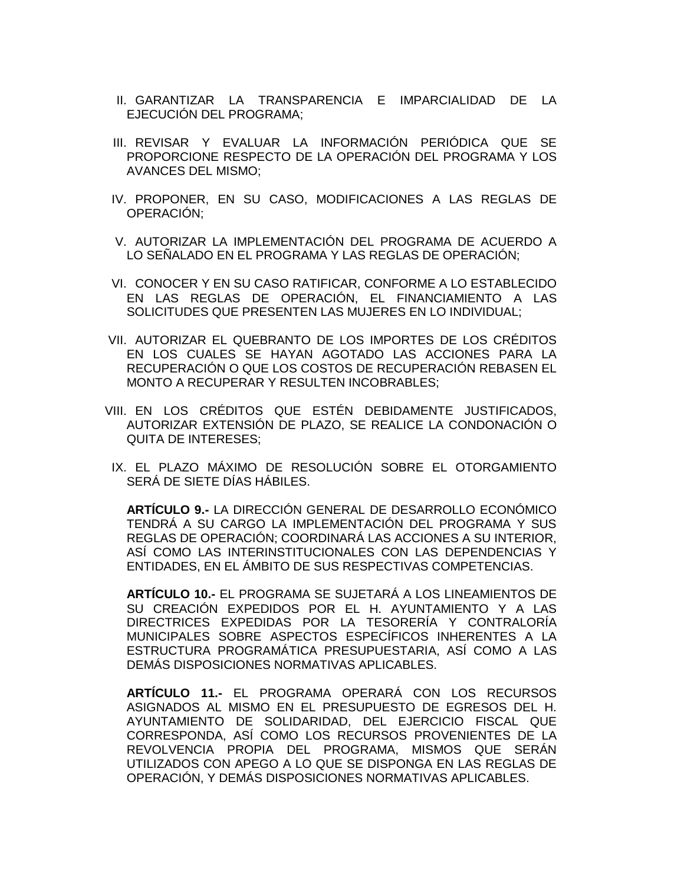II. GARANTIZAR LA TRANSPARENCIA E IMPARCIALIDAD DE LA EJECUCIÓN DEL PROGRAMA;

III. REVISAR Y EVALUAR LA INFORMACIÓN PERIÓDICA QUE SE PROPORCIONE RESPECTO DE LA OPERACIÓN DEL PROGRAMA Y LOS AVANCES DEL MISMO;

IV. PROPONER, EN SU CASO, MODIFICACIONES A LAS REGLAS DE OPERACIÓN;

V. AUTORIZAR LA IMPLEMENTACIÓN DEL PROGRAMA DE ACUERDO A LO SEÑALADO EN EL PROGRAMA Y LAS REGLAS DE OPERACIÓN;

VI. CONOCER Y EN SU CASO RATIFICAR, CONFORME A LO ESTABLECIDO EN LAS REGLAS DE OPERACIÓN, EL FINANCIAMIENTO A LAS SOLICITUDES QUE PRESENTEN LAS MUJERES EN LO INDIVIDUAL;

VII. AUTORIZAR EL QUEBRANTO DE LOS IMPORTES DE LOS CRÉDITOS EN LOS CUALES SE HAYAN AGOTADO LAS ACCIONES PARA LA RECUPERACIÓN O QUE LOS COSTOS DE RECUPERACIÓN REBASEN EL MONTO A RECUPERAR Y RESULTEN INCOBRABLES;

VIII. EN LOS CRÉDITOS QUE ESTÉN DEBIDAMENTE JUSTIFICADOS, AUTORIZAR EXTENSIÓN DE PLAZO, SE REALICE LA CONDONACIÓN O QUITA DE INTERESES;

IX. EL PLAZO MÁXIMO DE RESOLUCIÓN SOBRE EL OTORGAMIENTO SERÁ DE SIETE DÍAS HÁBILES.

**ARTÍCULO 9.-** LA DIRECCIÓN GENERAL DE DESARROLLO ECONÓMICO TENDRÁ A SU CARGO LA IMPLEMENTACIÓN DEL PROGRAMA Y SUS REGLAS DE OPERACIÓN; COORDINARÁ LAS ACCIONES A SU INTERIOR, ASÍ COMO LAS INTERINSTITUCIONALES CON LAS DEPENDENCIAS Y ENTIDADES, EN EL ÁMBITO DE SUS RESPECTIVAS COMPETENCIAS.

**ARTÍCULO 10.-** EL PROGRAMA SE SUJETARÁ A LOS LINEAMIENTOS DE SU CREACIÓN EXPEDIDOS POR EL H. AYUNTAMIENTO Y A LAS DIRECTRICES EXPEDIDAS POR LA TESORERÍA Y CONTRALORÍA MUNICIPALES SOBRE ASPECTOS ESPECÍFICOS INHERENTES A LA ESTRUCTURA PROGRAMÁTICA PRESUPUESTARIA, ASÍ COMO A LAS DEMÁS DISPOSICIONES NORMATIVAS APLICABLES.

**ARTÍCULO 11.-** EL PROGRAMA OPERARÁ CON LOS RECURSOS ASIGNADOS AL MISMO EN EL PRESUPUESTO DE EGRESOS DEL H. AYUNTAMIENTO DE SOLIDARIDAD, DEL EJERCICIO FISCAL QUE CORRESPONDA, ASÍ COMO LOS RECURSOS PROVENIENTES DE LA REVOLVENCIA PROPIA DEL PROGRAMA, MISMOS QUE SERÁN UTILIZADOS CON APEGO A LO QUE SE DISPONGA EN LAS REGLAS DE OPERACIÓN, Y DEMÁS DISPOSICIONES NORMATIVAS APLICABLES.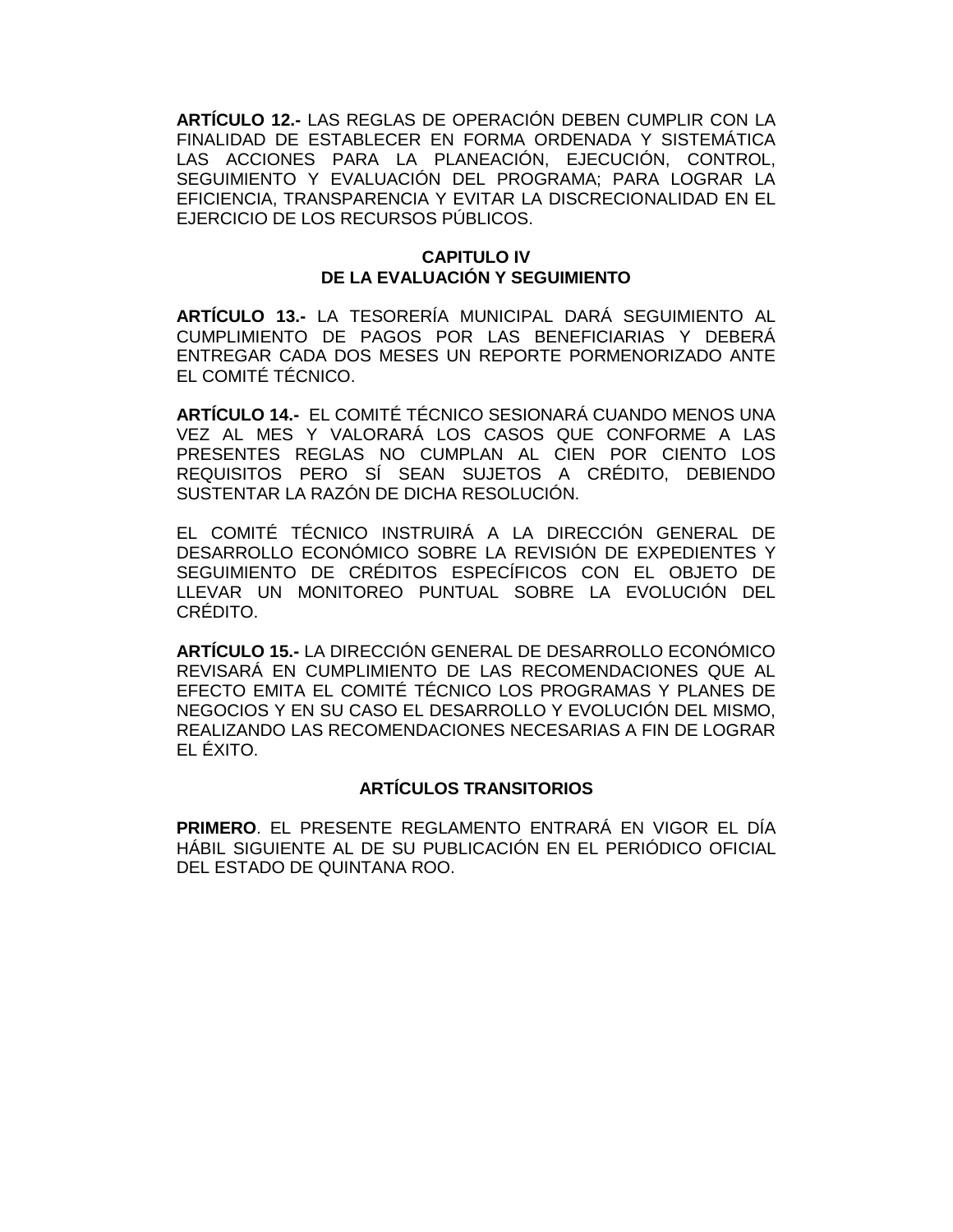**ARTÍCULO 12.-** LAS REGLAS DE OPERACIÓN DEBEN CUMPLIR CON LA FINALIDAD DE ESTABLECER EN FORMA ORDENADA Y SISTEMÁTICA LAS ACCIONES PARA LA PLANEACIÓN, EJECUCIÓN, CONTROL, SEGUIMIENTO Y EVALUACIÓN DEL PROGRAMA; PARA LOGRAR LA EFICIENCIA, TRANSPARENCIA Y EVITAR LA DISCRECIONALIDAD EN EL EJERCICIO DE LOS RECURSOS PÚBLICOS.

## CAPITULO IV
## DE LA EVALUACIÓN Y SEGUIMIENTO

**ARTÍCULO 13.-** LA TESORERÍA MUNICIPAL DARÁ SEGUIMIENTO AL CUMPLIMIENTO DE PAGOS POR LAS BENEFICIARIAS Y DEBERÁ ENTREGAR CADA DOS MESES UN REPORTE PORMENORIZADO ANTE EL COMITÉ TÉCNICO.

**ARTÍCULO 14.-** EL COMITÉ TÉCNICO SESIONARÁ CUANDO MENOS UNA VEZ AL MES Y VALORARÁ LOS CASOS QUE CONFORME A LAS PRESENTES REGLAS NO CUMPLAN AL CIEN POR CIENTO LOS REQUISITOS PERO SÍ SEAN SUJETOS A CRÉDITO, DEBIENDO SUSTENTAR LA RAZÓN DE DICHA RESOLUCIÓN.

EL COMITÉ TÉCNICO INSTRUIRÁ A LA DIRECCIÓN GENERAL DE DESARROLLO ECONÓMICO SOBRE LA REVISIÓN DE EXPEDIENTES Y SEGUIMIENTO DE CRÉDITOS ESPECÍFICOS CON EL OBJETO DE LLEVAR UN MONITOREO PUNTUAL SOBRE LA EVOLUCIÓN DEL CRÉDITO.

**ARTÍCULO 15.-** LA DIRECCIÓN GENERAL DE DESARROLLO ECONÓMICO REVISARÁ EN CUMPLIMIENTO DE LAS RECOMENDACIONES QUE AL EFECTO EMITA EL COMITÉ TÉCNICO LOS PROGRAMAS Y PLANES DE NEGOCIOS Y EN SU CASO EL DESARROLLO Y EVOLUCIÓN DEL MISMO, REALIZANDO LAS RECOMENDACIONES NECESARIAS A FIN DE LOGRAR EL ÉXITO.

## ARTÍCULOS TRANSITORIOS

**PRIMERO**. EL PRESENTE REGLAMENTO ENTRARÁ EN VIGOR EL DÍA HÁBIL SIGUIENTE AL DE SU PUBLICACIÓN EN EL PERIÓDICO OFICIAL DEL ESTADO DE QUINTANA ROO.